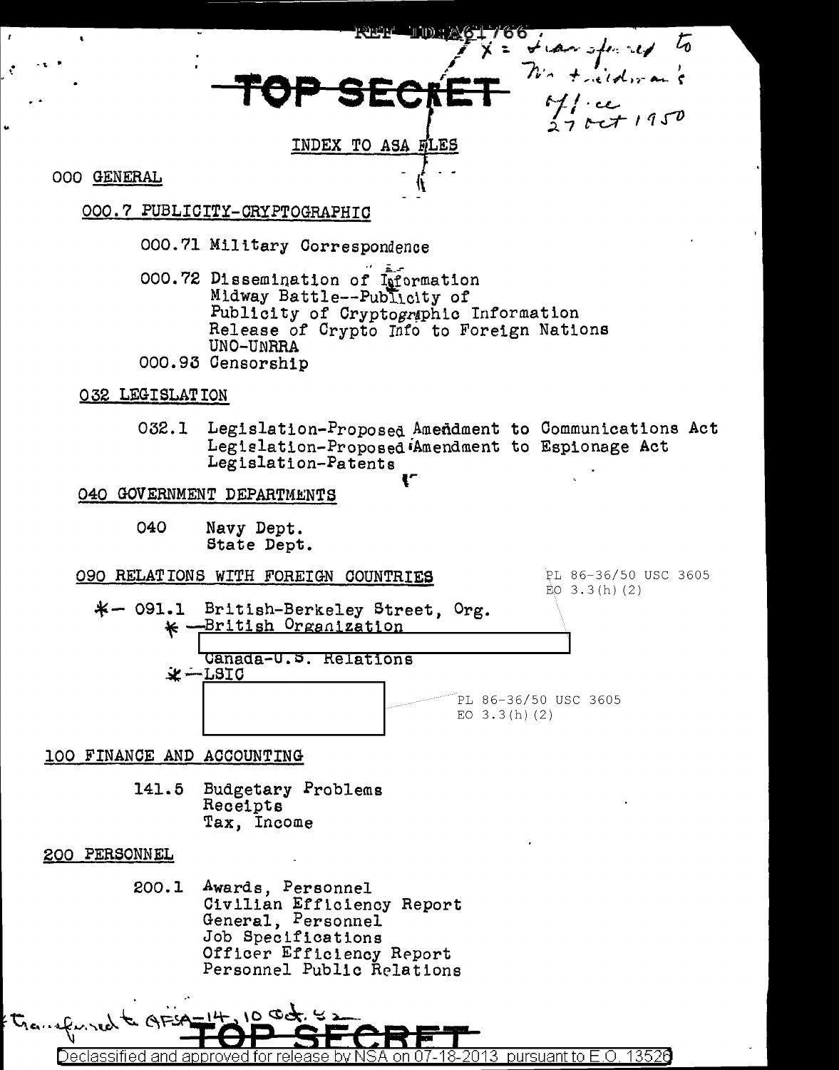REF ID:A61766

X = transferred to Mr. Friedman's office 27 Oct 1950

TOP SECRET

INDEX TO ASA FILES

000 GENERAL

000.7 PUBLICITY-CRYPTOGRAPHIC

000.71 Military Correspondence

000.72 Dissemination of Information
Midway Battle--Publicity of
Publicity of Cryptographic Information
Release of Crypto Info to Foreign Nations
UNO-UNRRA

000.93 Censorship

032 LEGISLATION

032.1 Legislation-Proposed Amendment to Communications Act
Legislation-Proposed Amendment to Espionage Act
Legislation-Patents

040 GOVERNMENT DEPARTMENTS

040 Navy Dept.
State Dept.

090 RELATIONS WITH FOREIGN COUNTRIES

PL 86-36/50 USC 3605
EO 3.3(h)(2)

\*— 091.1 British-Berkeley Street, Org.
\* —British Organization
[REDACTED]
Canada-U.S. Relations
\* —LSIC
[REDACTED]

PL 86-36/50 USC 3605
EO 3.3(h)(2)

100 FINANCE AND ACCOUNTING

141.5 Budgetary Problems
Receipts
Tax, Income

200 PERSONNEL

200.1 Awards, Personnel
Civilian Efficiency Report
General, Personnel
Job Specifications
Officer Efficiency Report
Personnel Public Relations

\* Transferred to AFSA-14, 10 Oct. 52

TOP SECRET

Declassified and approved for release by NSA on 07-18-2013 pursuant to E.O. 13526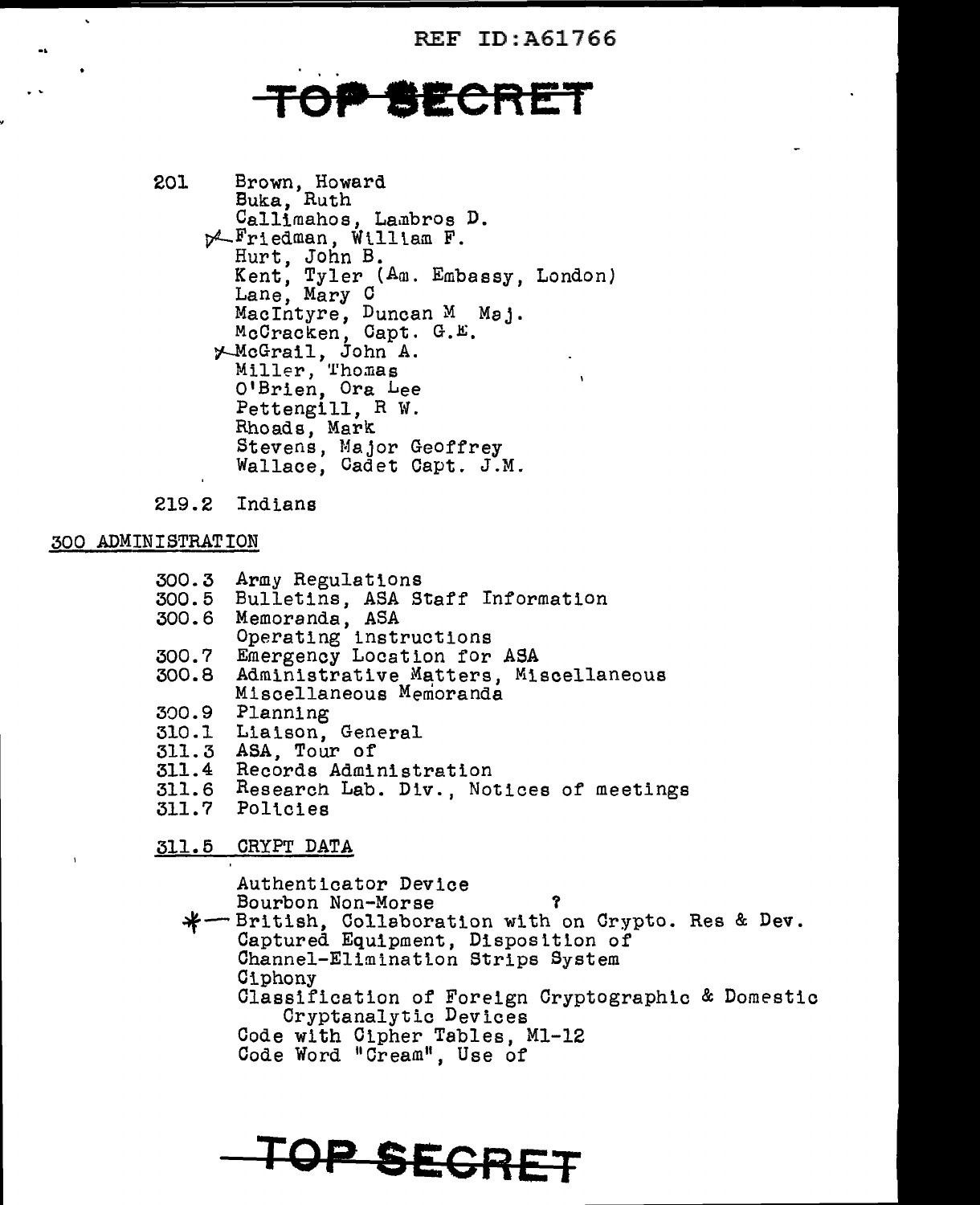TOP SECRET

201 Brown, Howard
Buka, Ruth
Callimahos, Lambros D.
✓Friedman, William F.
Hurt, John B.
Kent, Tyler (Am. Embassy, London)
Lane, Mary C
MacIntyre, Duncan M Maj.
McCracken, Capt. G.E.
✓McGrail, John A.
Miller, Thomas
O'Brien, Ora Lee
Pettengill, R W.
Rhoads, Mark
Stevens, Major Geoffrey
Wallace, Cadet Capt. J.M.

219.2 Indians

## 300 ADMINISTRATION

300.3 Army Regulations
300.5 Bulletins, ASA Staff Information
300.6 Memoranda, ASA
Operating instructions
300.7 Emergency Location for ASA
300.8 Administrative Matters, Miscellaneous
Miscellaneous Memoranda
300.9 Planning
310.1 Liaison, General
311.3 ASA, Tour of
311.4 Records Administration
311.6 Research Lab. Div., Notices of meetings
311.7 Policies

### 311.5 CRYPT DATA

Authenticator Device
Bourbon Non-Morse ?
*— British, Collaboration with on Crypto. Res & Dev.
Captured Equipment, Disposition of
Channel-Elimination Strips System
Ciphony
Classification of Foreign Cryptographic & Domestic Cryptanalytic Devices
Code with Cipher Tables, M1-12
Code Word "Cream", Use of

TOP SECRET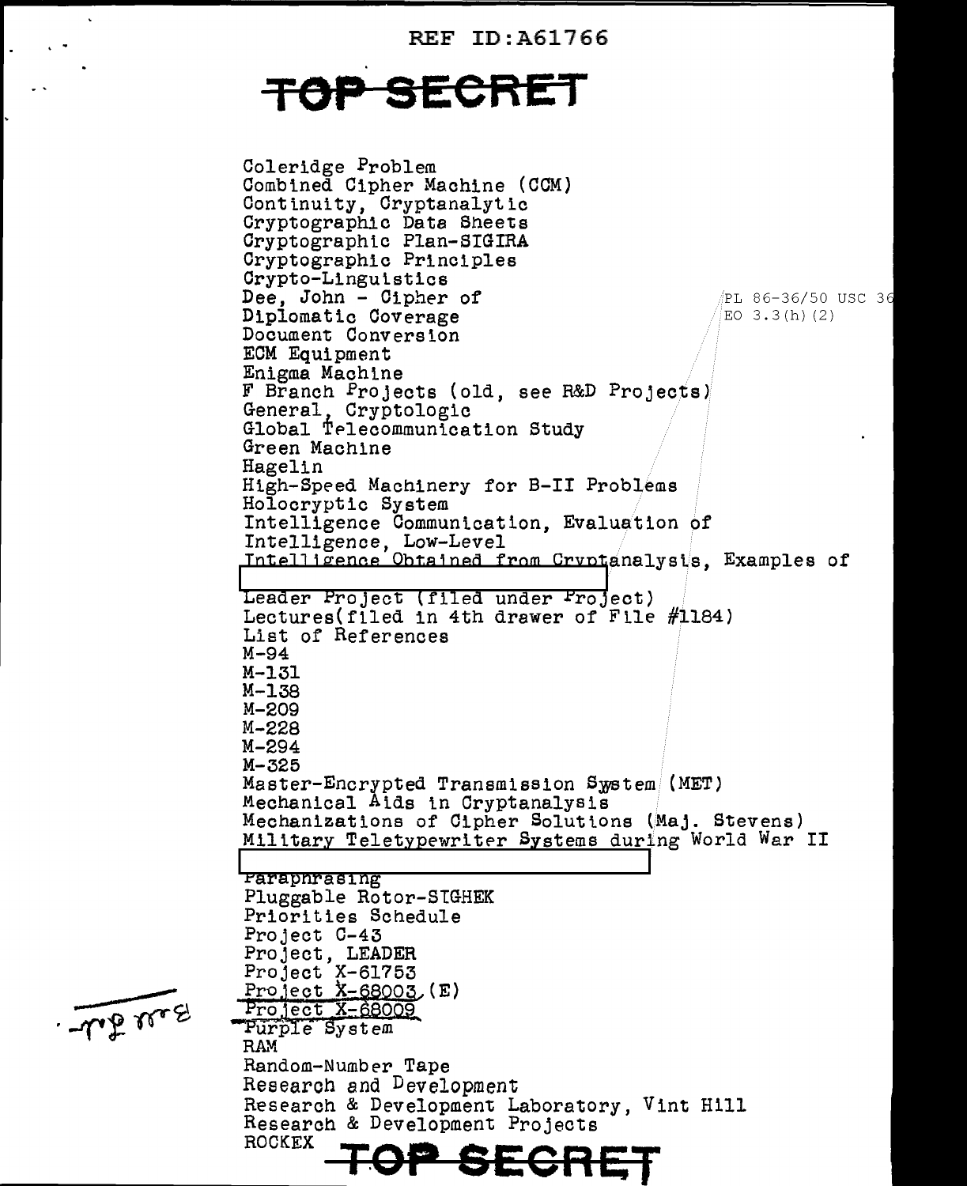REF ID:A61766

**TOP SECRET**

Coleridge Problem
Combined Cipher Machine (CCM)
Continuity, Cryptanalytic
Cryptographic Data Sheets
Cryptographic Plan-SIGIRA
Cryptographic Principles
Crypto-Linguistics
Dee, John - Cipher of
Diplomatic Coverage
Document Conversion
ECM Equipment
Enigma Machine
F Branch Projects (old, see R&D Projects)
General, Cryptologic
Global Telecommunication Study
Green Machine
Hagelin
High-Speed Machinery for B-II Problems
Holocryptic System
Intelligence Communication, Evaluation of
Intelligence, Low-Level
Intelligence Obtained from Cryptanalysis, Examples of
[redacted]
Leader Project (filed under Project)
Lectures(filed in 4th drawer of File #1184)
List of References
M-94
M-131
M-138
M-209
M-228
M-294
M-325
Master-Encrypted Transmission System (MET)
Mechanical Aids in Cryptanalysis
Mechanizations of Cipher Solutions (Maj. Stevens)
Military Teletypewriter Systems during World War II
[redacted]
Paraphrasing
Pluggable Rotor-SIGHEK
Priorities Schedule
Project C-43
Project, LEADER
Project X-61753
Project X-68003 (E)
Project X-68009
Purple System
RAM
Random-Number Tape
Research and Development
Research & Development Laboratory, Vint Hill
Research & Development Projects
ROCKEX

PL 86-36/50 USC 36
EO 3.3(h)(2)

Bull file.

**TOP SECRET**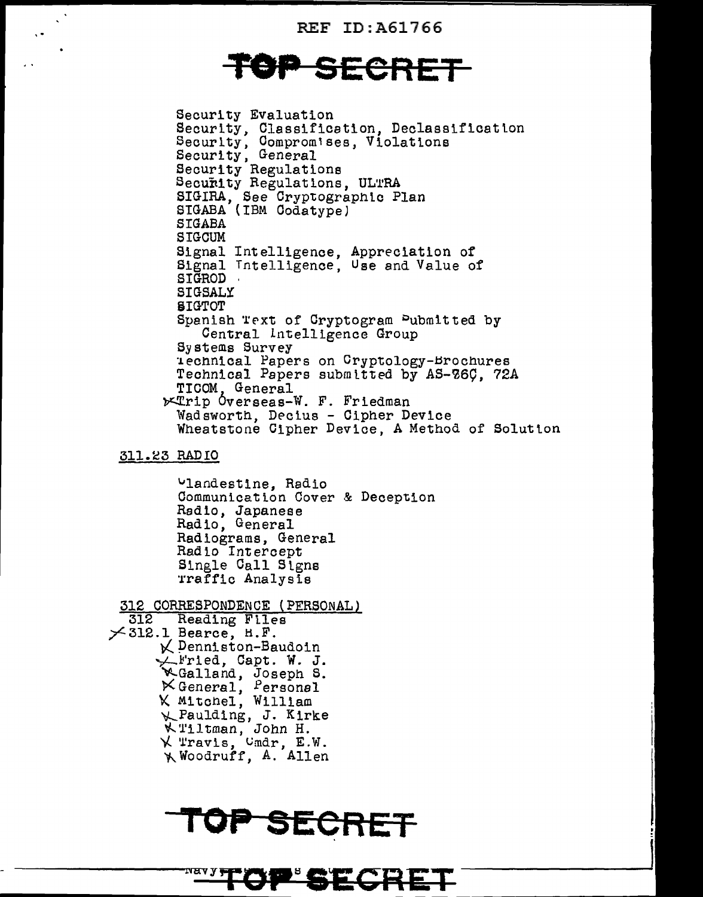REF ID:A61766

# TOP SECRET

Security Evaluation
Security, Classification, Declassification
Security, Compromises, Violations
Security, General
Security Regulations
Security Regulations, ULTRA
SIGIRA, See Cryptographic Plan
SIGABA (IBM Codatype)
SIGABA
SIGCUM
Signal Intelligence, Appreciation of
Signal Intelligence, Use and Value of
SIGROD
SIGSALY
SIGTOT
Spanish Text of Cryptogram Submitted by
  Central Intelligence Group
Systems Survey
Technical Papers on Cryptology-Brochures
Technical Papers submitted by AS-76C, 72A
TICOM, General
Trip Overseas-W. F. Friedman
Wadsworth, Decius - Cipher Device
Wheatstone Cipher Device, A Method of Solution

311.23 RADIO

Clandestine, Radio
Communication Cover & Deception
Radio, Japanese
Radio, General
Radiograms, General
Radio Intercept
Single Call Signs
Traffic Analysis

312 CORRESPONDENCE (PERSONAL)
312 Reading Files
312.1 Bearce, H.F.
Denniston-Baudoin
Fried, Capt. W. J.
Galland, Joseph S.
General, Personal
Mitchel, William
Paulding, J. Kirke
Tiltman, John H.
Travis, Cmdr, E.W.
Woodruff, A. Allen

# TOP SECRET

Navy TOP SECRET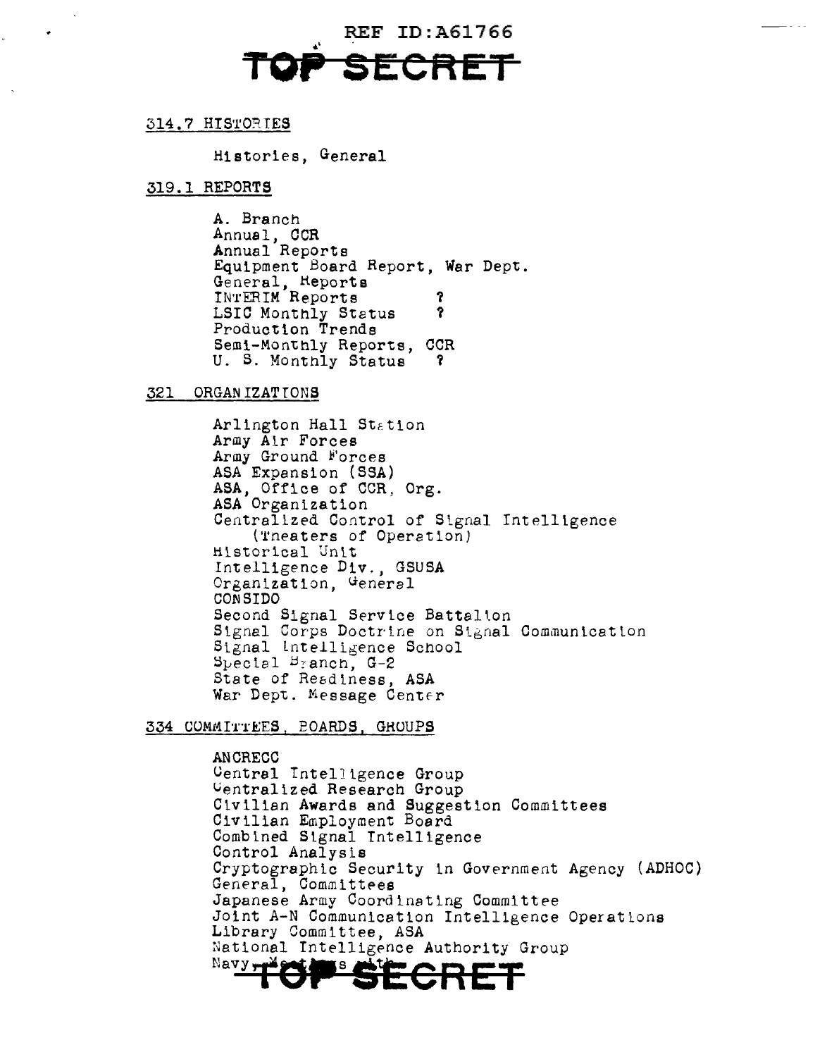REF ID:A61766

TOP SECRET

314.7 HISTORIES

Histories, General

319.1 REPORTS

A. Branch
Annual, CCR
Annual Reports
Equipment Board Report, War Dept.
General, Reports
INTERIM Reports ?
LSIC Monthly Status ?
Production Trends
Semi-Monthly Reports, CCR
U. S. Monthly Status ?

321 ORGANIZATIONS

Arlington Hall Station
Army Air Forces
Army Ground Forces
ASA Expansion (SSA)
ASA, Office of CCR, Org.
ASA Organization
Centralized Control of Signal Intelligence
(Theaters of Operation)
Historical Unit
Intelligence Div., GSUSA
Organization, General
CONSIDO
Second Signal Service Battalion
Signal Corps Doctrine on Signal Communication
Signal Intelligence School
Special Branch, G-2
State of Readiness, ASA
War Dept. Message Center

334 COMMITTEES, BOARDS, GROUPS

ANCRECC
Central Intelligence Group
Centralized Research Group
Civilian Awards and Suggestion Committees
Civilian Employment Board
Combined Signal Intelligence
Control Analysis
Cryptographic Security in Government Agency (ADHOC)
General, Committees
Japanese Army Coordinating Committee
Joint A-N Communication Intelligence Operations
Library Committee, ASA
National Intelligence Authority Group
Navy, Meetings with

TOP SECRET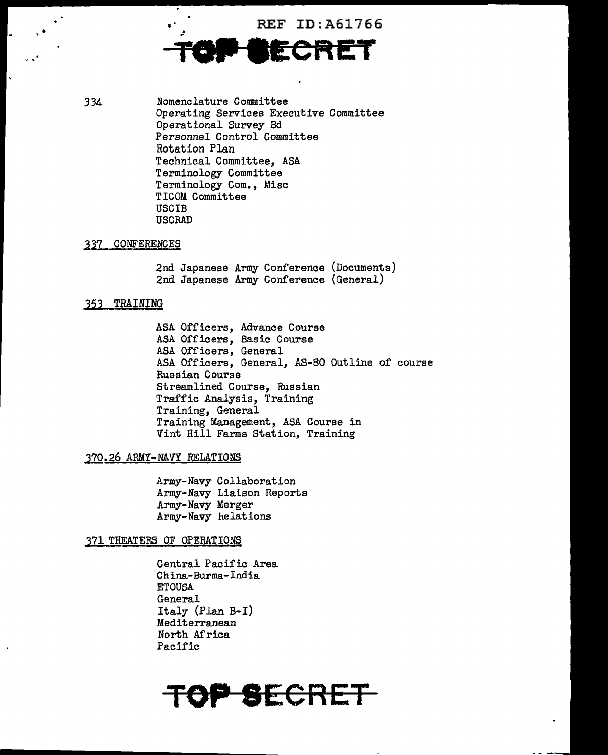334 Nomenclature Committee
Operating Services Executive Committee
Operational Survey Bd
Personnel Control Committee
Rotation Plan
Technical Committee, ASA
Terminology Committee
Terminology Com., Misc
TICOM Committee
USCIB
USCRAD

337 CONFERENCES

2nd Japanese Army Conference (Documents)
2nd Japanese Army Conference (General)

353 TRAINING

ASA Officers, Advance Course
ASA Officers, Basic Course
ASA Officers, General
ASA Officers, General, AS-80 Outline of course
Russian Course
Streamlined Course, Russian
Traffic Analysis, Training
Training, General
Training Management, ASA Course in
Vint Hill Farms Station, Training

370.26 ARMY-NAVY RELATIONS

Army-Navy Collaboration
Army-Navy Liaison Reports
Army-Navy Merger
Army-Navy Relations

371 THEATERS OF OPERATIONS

Central Pacific Area
China-Burma-India
ETOUSA
General
Italy (Plan B-I)
Mediterranean
North Africa
Pacific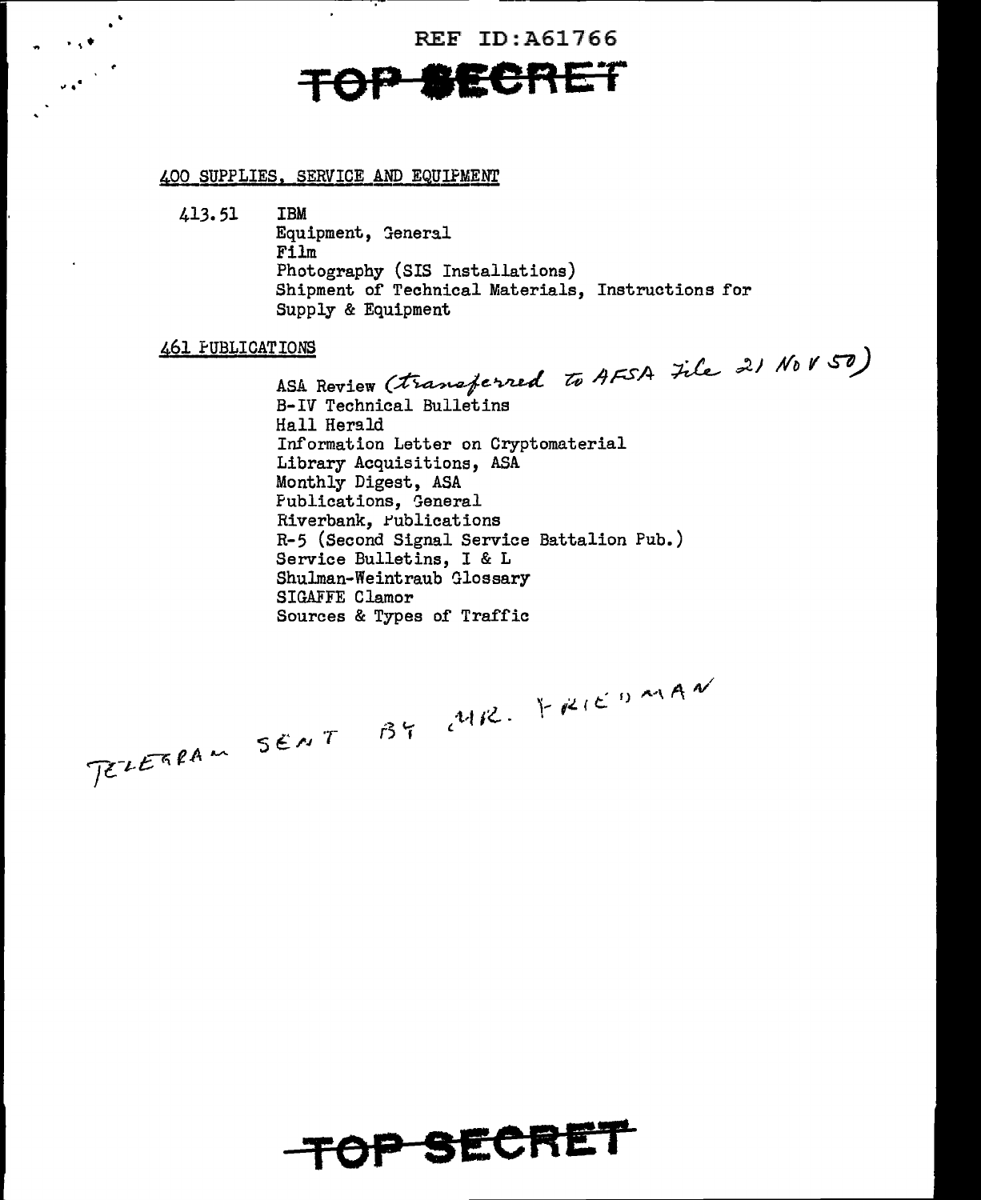REF ID:A61766

TOP SECRET

400 SUPPLIES, SERVICE AND EQUIPMENT

413.51 IBM
Equipment, General
Film
Photography (SIS Installations)
Shipment of Technical Materials, Instructions for
Supply & Equipment

461 PUBLICATIONS

ASA Review (transferred to AFSA File 21 Nov 50)
B-IV Technical Bulletins
Hall Herald
Information Letter on Cryptomaterial
Library Acquisitions, ASA
Monthly Digest, ASA
Publications, General
Riverbank, Publications
R-5 (Second Signal Service Battalion Pub.)
Service Bulletins, I & L
Shulman-Weintraub Glossary
SIGAFFE Clamor
Sources & Types of Traffic

TELEGRAM SENT BY MR. FRIEDMAN

TOP SECRET